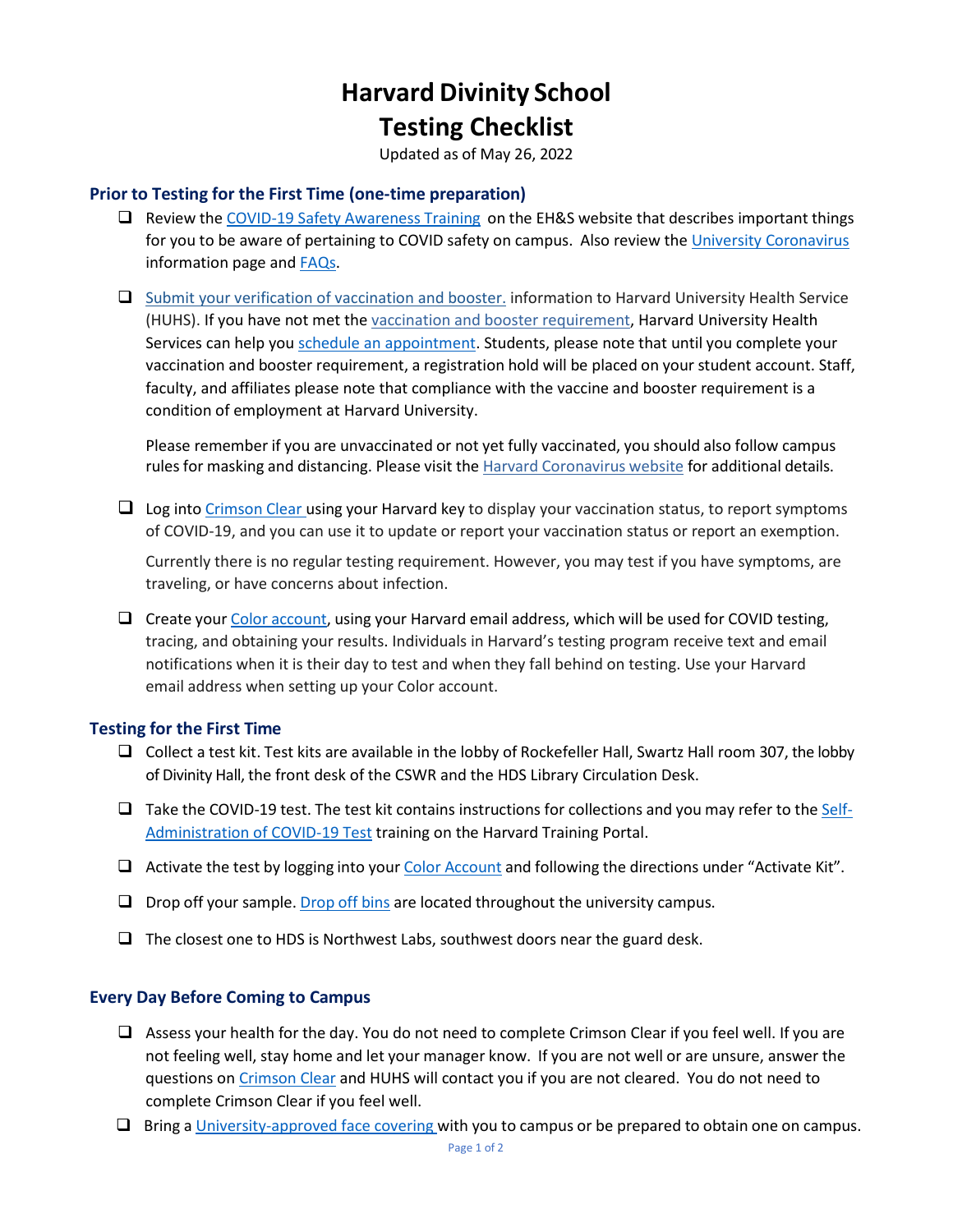# Harvard Divinity School
# Testing Checklist

Updated as of of May 26, 2022

## Prior to Testing for the First Time (one-time preparation)

- ❑ Review the COVID-19 Safety Awareness Training on the EH&S website that describes important things for you to be aware of pertaining to COVID safety on campus. Also review the University Coronavirus information page and FAQs.
- ❑ Submit your verification of vaccination and booster. information to Harvard University Health Service (HUHS). If you have not met the vaccination and booster requirement, Harvard University Health Services can help you schedule an appointment. Students, please note that until you complete your vaccination and booster requirement, a registration hold will be placed on your student account. Staff, faculty, and affiliates please note that compliance with the vaccine and booster requirement is a condition of employment at Harvard University.

  Please remember if you are unvaccinated or not yet fully vaccinated, you should also follow campus rules for masking and distancing. Please visit the Harvard Coronavirus website for additional details.

- ❑ Log into Crimson Clear using your Harvard key to display your vaccination status, to report symptoms of COVID-19, and you can use it to update or report your vaccination status or report an exemption.

  Currently there is no regular testing requirement. However, you may test if you have symptoms, are traveling, or have concerns about infection.

- ❑ Create your Color account, using your Harvard email address, which will be used for COVID testing, tracing, and obtaining your results. Individuals in Harvard's testing program receive text and email notifications when it is their day to test and when they fall behind on testing. Use your Harvard email address when setting up your Color account.

## Testing for the First Time

- ❑ Collect a test kit. Test kits are available in the lobby of Rockefeller Hall, Swartz Hall room 307, the lobby of Divinity Hall, the front desk of the CSWR and the HDS Library Circulation Desk.
- ❑ Take the COVID-19 test. The test kit contains instructions for collections and you may refer to the Self-Administration of COVID-19 Test training on the Harvard Training Portal.
- ❑ Activate the test by logging into your Color Account and following the directions under "Activate Kit".
- ❑ Drop off your sample. Drop off bins are located throughout the university campus.
- ❑ The closest one to HDS is Northwest Labs, southwest doors near the guard desk.

## Every Day Before Coming to Campus

- ❑ Assess your health for the day. You do not need to complete Crimson Clear if you feel well. If you are not feeling well, stay home and let your manager know. If you are not well or are unsure, answer the questions on Crimson Clear and HUHS will contact you if you are not cleared. You do not need to complete Crimson Clear if you feel well.
- ❑ Bring a University-approved face covering with you to campus or be prepared to obtain one on campus.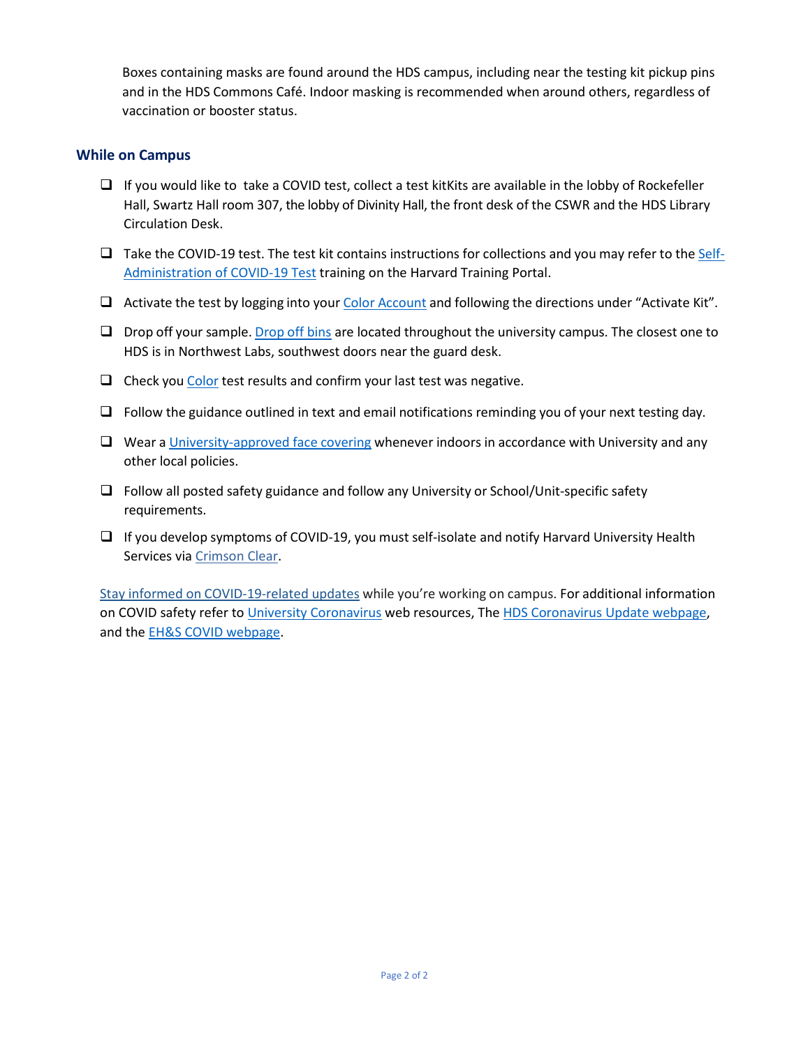Boxes containing masks are found around the HDS campus, including near the testing kit pickup pins and in the HDS Commons Café. Indoor masking is recommended when around others, regardless of vaccination or booster status.

### While on Campus

- [ ] If you would like to take a COVID test, collect a test kitKits are available in the lobby of Rockefeller Hall, Swartz Hall room 307, the lobby of Divinity Hall, the front desk of the CSWR and the HDS Library Circulation Desk.
- [ ] Take the COVID-19 test. The test kit contains instructions for collections and you may refer to the Self-Administration of COVID-19 Test training on the Harvard Training Portal.
- [ ] Activate the test by logging into your Color Account and following the directions under "Activate Kit".
- [ ] Drop off your sample. Drop off bins are located throughout the university campus. The closest one to HDS is in Northwest Labs, southwest doors near the guard desk.
- [ ] Check you Color test results and confirm your last test was negative.
- [ ] Follow the guidance outlined in text and email notifications reminding you of your next testing day.
- [ ] Wear a University-approved face covering whenever indoors in accordance with University and any other local policies.
- [ ] Follow all posted safety guidance and follow any University or School/Unit-specific safety requirements.
- [ ] If you develop symptoms of COVID-19, you must self-isolate and notify Harvard University Health Services via Crimson Clear.

Stay informed on COVID-19-related updates while you're working on campus. For additional information on COVID safety refer to University Coronavirus web resources, The HDS Coronavirus Update webpage, and the EH&S COVID webpage.